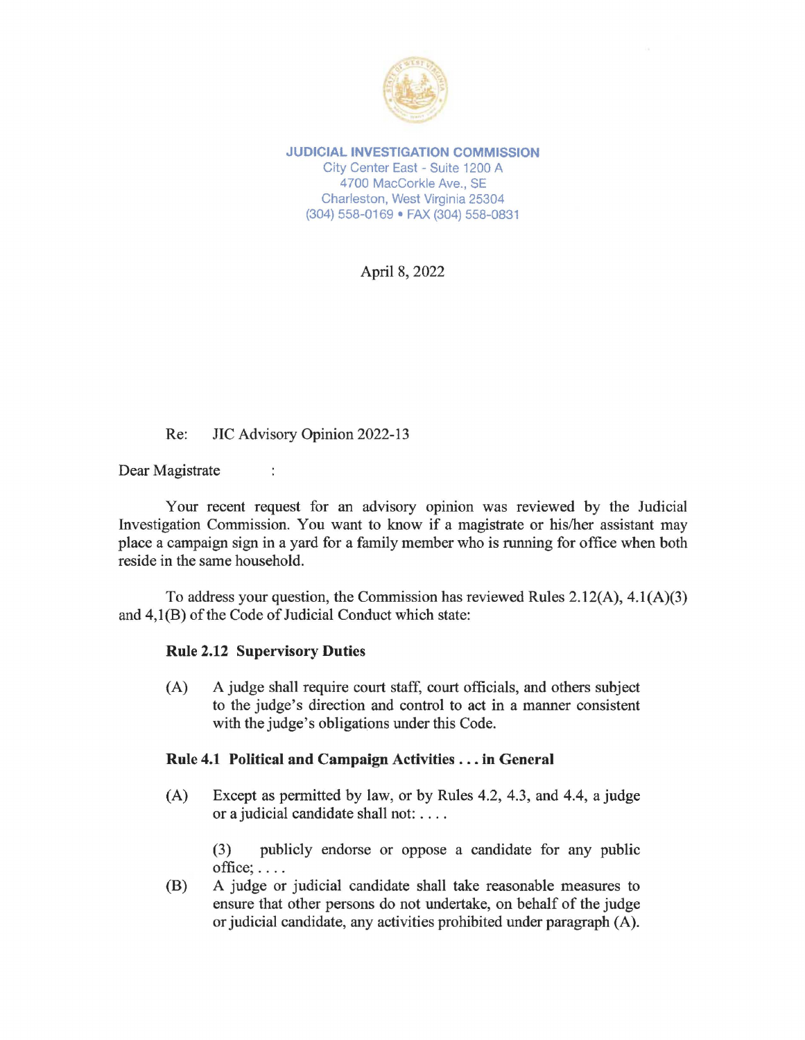**JUDICIAL INVESTIGATION COMMISSION**
City Center East - Suite 1200 A
4700 MacCorkle Ave., SE
Charleston, West Virginia 25304
(304) 558-0169 • FAX (304) 558-0831

April 8, 2022

Re: JIC Advisory Opinion 2022-13

Dear Magistrate :

Your recent request for an advisory opinion was reviewed by the Judicial Investigation Commission. You want to know if a magistrate or his/her assistant may place a campaign sign in a yard for a family member who is running for office when both reside in the same household.

To address your question, the Commission has reviewed Rules 2.12(A), 4.1(A)(3) and 4,1(B) of the Code of Judicial Conduct which state:

**Rule 2.12 Supervisory Duties**

(A) A judge shall require court staff, court officials, and others subject to the judge's direction and control to act in a manner consistent with the judge's obligations under this Code.

**Rule 4.1 Political and Campaign Activities . . . in General**

(A) Except as permitted by law, or by Rules 4.2, 4.3, and 4.4, a judge or a judicial candidate shall not: . . . .

(3) publicly endorse or oppose a candidate for any public office; . . . .

(B) A judge or judicial candidate shall take reasonable measures to ensure that other persons do not undertake, on behalf of the judge or judicial candidate, any activities prohibited under paragraph (A).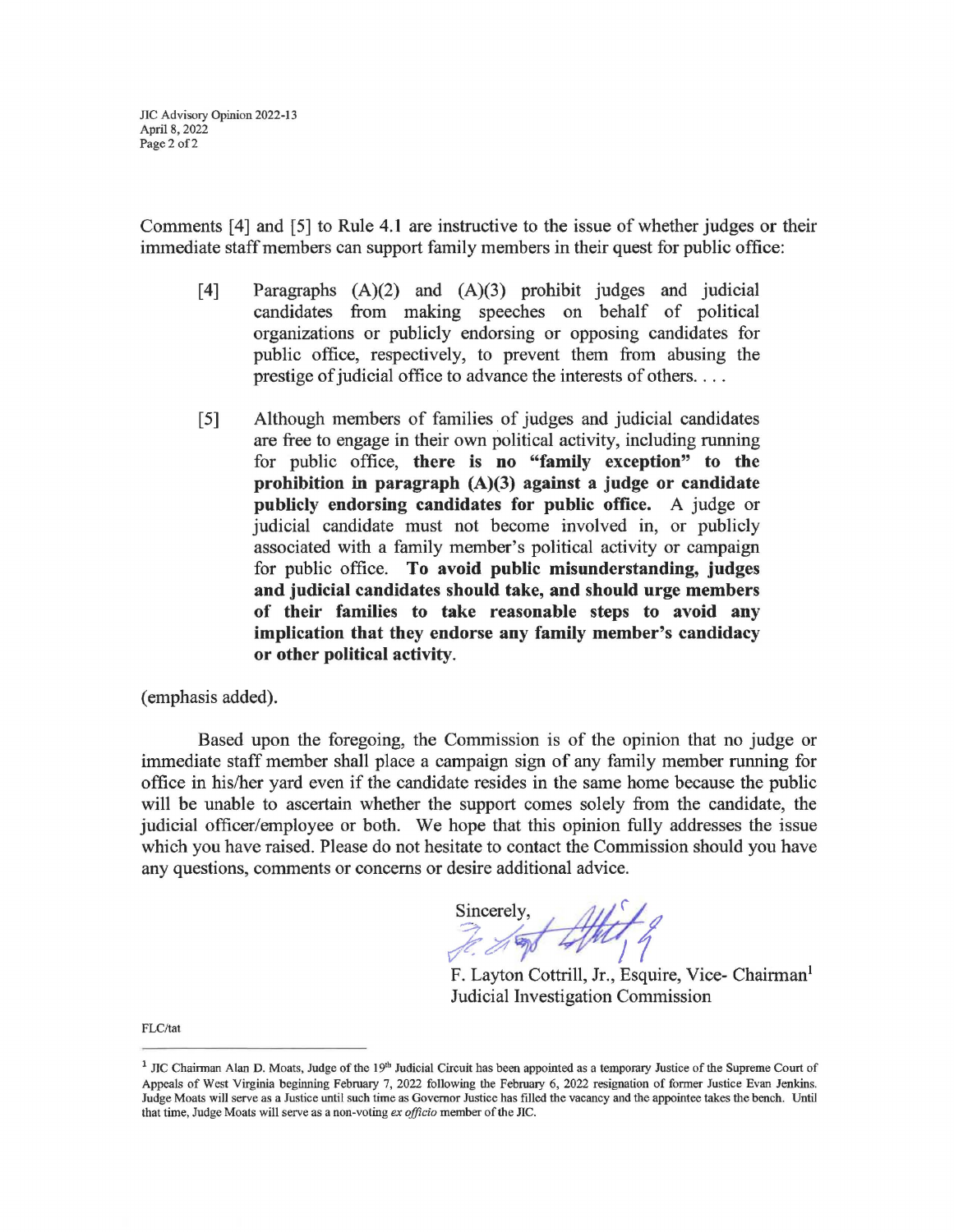Comments [4] and [5] to Rule 4.1 are instructive to the issue of whether judges or their immediate staff members can support family members in their quest for public office:

> [4] Paragraphs (A)(2) and (A)(3) prohibit judges and judicial candidates from making speeches on behalf of political organizations or publicly endorsing or opposing candidates for public office, respectively, to prevent them from abusing the prestige of judicial office to advance the interests of others. . . .
>
> [5] Although members of families of judges and judicial candidates are free to engage in their own political activity, including running for public office, **there is no "family exception" to the prohibition in paragraph (A)(3) against a judge or candidate publicly endorsing candidates for public office.** A judge or judicial candidate must not become involved in, or publicly associated with a family member's political activity or campaign for public office. **To avoid public misunderstanding, judges and judicial candidates should take, and should urge members of their families to take reasonable steps to avoid any implication that they endorse any family member's candidacy or other political activity.**

(emphasis added).

Based upon the foregoing, the Commission is of the opinion that no judge or immediate staff member shall place a campaign sign of any family member running for office in his/her yard even if the candidate resides in the same home because the public will be unable to ascertain whether the support comes solely from the candidate, the judicial officer/employee or both. We hope that this opinion fully addresses the issue which you have raised. Please do not hesitate to contact the Commission should you have any questions, comments or concerns or desire additional advice.

Sincerely,

F. Layton Cottrill, Jr., Esquire, Vice- Chairman[1]
Judicial Investigation Commission

FLC/tat

[1] JIC Chairman Alan D. Moats, Judge of the 19th Judicial Circuit has been appointed as a temporary Justice of the Supreme Court of Appeals of West Virginia beginning February 7, 2022 following the February 6, 2022 resignation of former Justice Evan Jenkins. Judge Moats will serve as a Justice until such time as Governor Justice has filled the vacancy and the appointee takes the bench. Until that time, Judge Moats will serve as a non-voting *ex officio* member of the JIC.